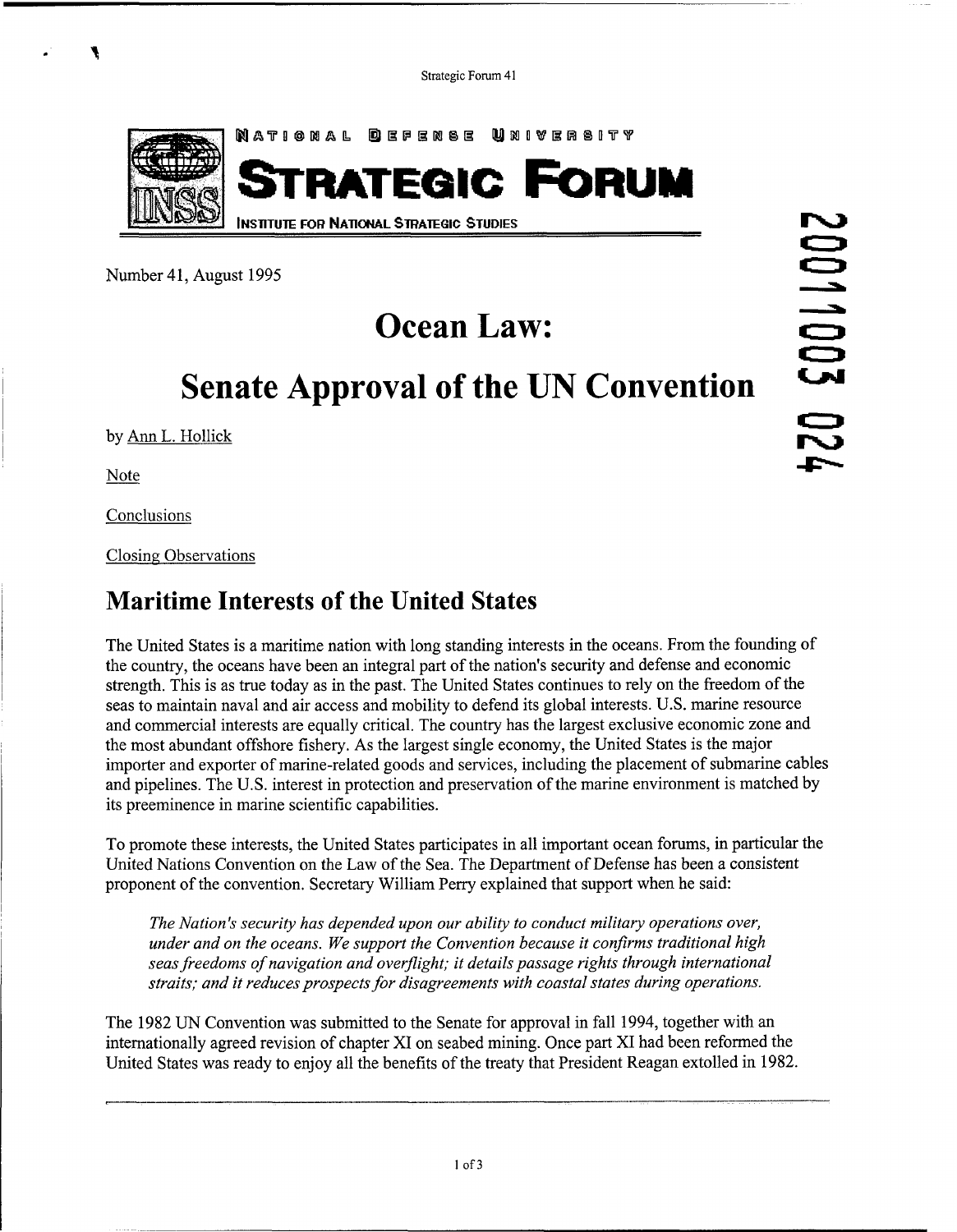NATIONAL DEFENSE UNIVERSITY

# STRATEGIC FORUM

INSTITUTE FOR NATIONAL STRATEGIC STUDIES

Number 41, August 1995

# Ocean Law:

# Senate Approval of the UN Convention

by Ann L. Hollick

Note

Conclusions

Closing Observations

## Maritime Interests of the United States

The United States is a maritime nation with long standing interests in the oceans. From the founding of the country, the oceans have been an integral part of the nation's security and defense and economic strength. This is as true today as in the past. The United States continues to rely on the freedom of the seas to maintain naval and air access and mobility to defend its global interests. U.S. marine resource and commercial interests are equally critical. The country has the largest exclusive economic zone and the most abundant offshore fishery. As the largest single economy, the United States is the major importer and exporter of marine-related goods and services, including the placement of submarine cables and pipelines. The U.S. interest in protection and preservation of the marine environment is matched by its preeminence in marine scientific capabilities.

To promote these interests, the United States participates in all important ocean forums, in particular the United Nations Convention on the Law of the Sea. The Department of Defense has been a consistent proponent of the convention. Secretary William Perry explained that support when he said:

> *The Nation's security has depended upon our ability to conduct military operations over, under and on the oceans. We support the Convention because it confirms traditional high seas freedoms of navigation and overflight; it details passage rights through international straits; and it reduces prospects for disagreements with coastal states during operations.*

The 1982 UN Convention was submitted to the Senate for approval in fall 1994, together with an internationally agreed revision of chapter XI on seabed mining. Once part XI had been reformed the United States was ready to enjoy all the benefits of the treaty that President Reagan extolled in 1982.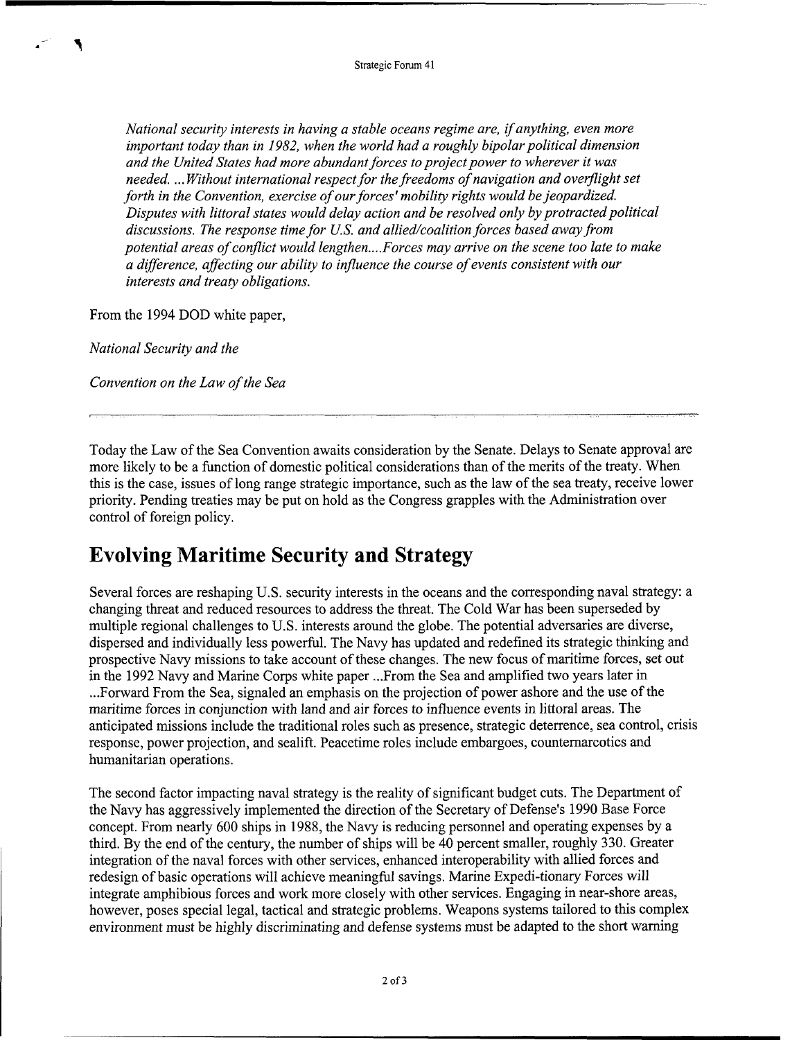*National security interests in having a stable oceans regime are, if anything, even more important today than in 1982, when the world had a roughly bipolar political dimension and the United States had more abundant forces to project power to wherever it was needed. ...Without international respect for the freedoms of navigation and overflight set forth in the Convention, exercise of our forces' mobility rights would be jeopardized. Disputes with littoral states would delay action and be resolved only by protracted political discussions. The response time for U.S. and allied/coalition forces based away from potential areas of conflict would lengthen....Forces may arrive on the scene too late to make a difference, affecting our ability to influence the course of events consistent with our interests and treaty obligations.*

From the 1994 DOD white paper,

*National Security and the*

*Convention on the Law of the Sea*

---

Today the Law of the Sea Convention awaits consideration by the Senate. Delays to Senate approval are more likely to be a function of domestic political considerations than of the merits of the treaty. When this is the case, issues of long range strategic importance, such as the law of the sea treaty, receive lower priority. Pending treaties may be put on hold as the Congress grapples with the Administration over control of foreign policy.

## Evolving Maritime Security and Strategy

Several forces are reshaping U.S. security interests in the oceans and the corresponding naval strategy: a changing threat and reduced resources to address the threat. The Cold War has been superseded by multiple regional challenges to U.S. interests around the globe. The potential adversaries are diverse, dispersed and individually less powerful. The Navy has updated and redefined its strategic thinking and prospective Navy missions to take account of these changes. The new focus of maritime forces, set out in the 1992 Navy and Marine Corps white paper ...From the Sea and amplified two years later in ...Forward From the Sea, signaled an emphasis on the projection of power ashore and the use of the maritime forces in conjunction with land and air forces to influence events in littoral areas. The anticipated missions include the traditional roles such as presence, strategic deterrence, sea control, crisis response, power projection, and sealift. Peacetime roles include embargoes, counternarcotics and humanitarian operations.

The second factor impacting naval strategy is the reality of significant budget cuts. The Department of the Navy has aggressively implemented the direction of the Secretary of Defense's 1990 Base Force concept. From nearly 600 ships in 1988, the Navy is reducing personnel and operating expenses by a third. By the end of the century, the number of ships will be 40 percent smaller, roughly 330. Greater integration of the naval forces with other services, enhanced interoperability with allied forces and redesign of basic operations will achieve meaningful savings. Marine Expedi-tionary Forces will integrate amphibious forces and work more closely with other services. Engaging in near-shore areas, however, poses special legal, tactical and strategic problems. Weapons systems tailored to this complex environment must be highly discriminating and defense systems must be adapted to the short warning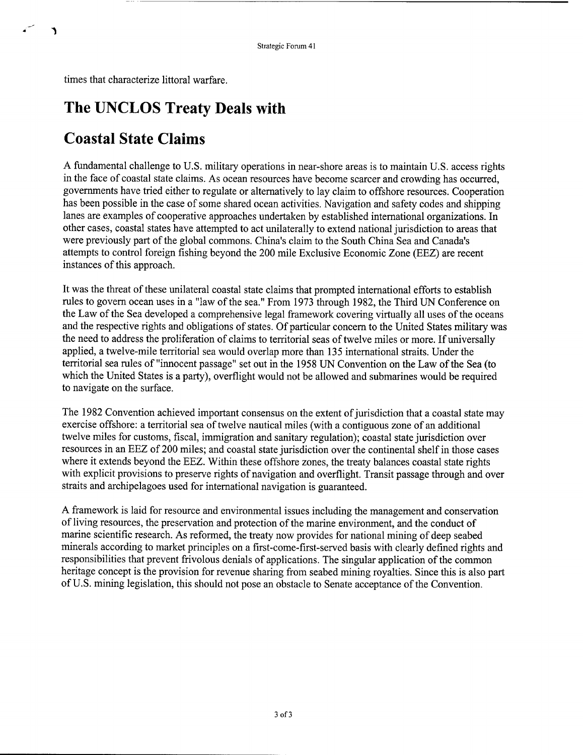times that characterize littoral warfare.

## The UNCLOS Treaty Deals with Coastal State Claims

A fundamental challenge to U.S. military operations in near-shore areas is to maintain U.S. access rights in the face of coastal state claims. As ocean resources have become scarcer and crowding has occurred, governments have tried either to regulate or alternatively to lay claim to offshore resources. Cooperation has been possible in the case of some shared ocean activities. Navigation and safety codes and shipping lanes are examples of cooperative approaches undertaken by established international organizations. In other cases, coastal states have attempted to act unilaterally to extend national jurisdiction to areas that were previously part of the global commons. China's claim to the South China Sea and Canada's attempts to control foreign fishing beyond the 200 mile Exclusive Economic Zone (EEZ) are recent instances of this approach.

It was the threat of these unilateral coastal state claims that prompted international efforts to establish rules to govern ocean uses in a "law of the sea." From 1973 through 1982, the Third UN Conference on the Law of the Sea developed a comprehensive legal framework covering virtually all uses of the oceans and the respective rights and obligations of states. Of particular concern to the United States military was the need to address the proliferation of claims to territorial seas of twelve miles or more. If universally applied, a twelve-mile territorial sea would overlap more than 135 international straits. Under the territorial sea rules of "innocent passage" set out in the 1958 UN Convention on the Law of the Sea (to which the United States is a party), overflight would not be allowed and submarines would be required to navigate on the surface.

The 1982 Convention achieved important consensus on the extent of jurisdiction that a coastal state may exercise offshore: a territorial sea of twelve nautical miles (with a contiguous zone of an additional twelve miles for customs, fiscal, immigration and sanitary regulation); coastal state jurisdiction over resources in an EEZ of 200 miles; and coastal state jurisdiction over the continental shelf in those cases where it extends beyond the EEZ. Within these offshore zones, the treaty balances coastal state rights with explicit provisions to preserve rights of navigation and overflight. Transit passage through and over straits and archipelagoes used for international navigation is guaranteed.

A framework is laid for resource and environmental issues including the management and conservation of living resources, the preservation and protection of the marine environment, and the conduct of marine scientific research. As reformed, the treaty now provides for national mining of deep seabed minerals according to market principles on a first-come-first-served basis with clearly defined rights and responsibilities that prevent frivolous denials of applications. The singular application of the common heritage concept is the provision for revenue sharing from seabed mining royalties. Since this is also part of U.S. mining legislation, this should not pose an obstacle to Senate acceptance of the Convention.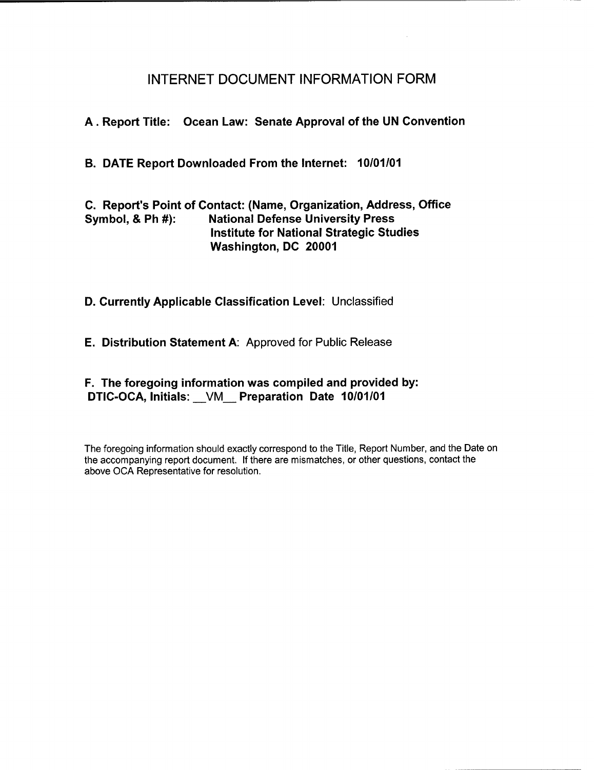# INTERNET DOCUMENT INFORMATION FORM

**A . Report Title: Ocean Law: Senate Approval of the UN Convention**

**B. DATE Report Downloaded From the Internet: 10/01/01**

**C. Report's Point of Contact: (Name, Organization, Address, Office Symbol, & Ph #):** **National Defense University Press**
**Institute for National Strategic Studies**
**Washington, DC 20001**

**D. Currently Applicable Classification Level**: Unclassified

**E. Distribution Statement A**: Approved for Public Release

**F. The foregoing information was compiled and provided by:**
**DTIC-OCA, Initials: __VM__ Preparation Date 10/01/01**

The foregoing information should exactly correspond to the Title, Report Number, and the Date on the accompanying report document. If there are mismatches, or other questions, contact the above OCA Representative for resolution.